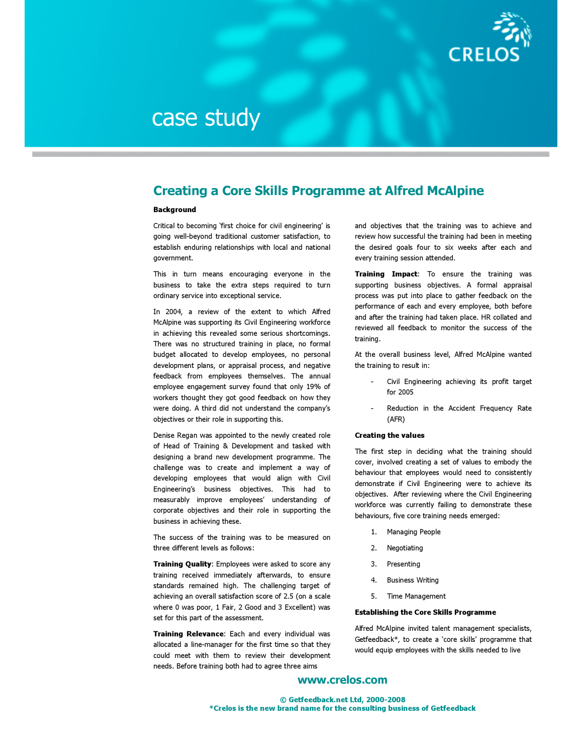# Creating a Core Skills Programme at Alfred McAlpine

**Background**

Critical to becoming 'first choice for civil engineering' is going well-beyond traditional customer satisfaction, to establish enduring relationships with local and national government.

This in turn means encouraging everyone in the business to take the extra steps required to turn ordinary service into exceptional service.

In 2004, a review of the extent to which Alfred McAlpine was supporting its Civil Engineering workforce in achieving this revealed some serious shortcomings. There was no structured training in place, no formal budget allocated to develop employees, no personal development plans, or appraisal process, and negative feedback from employees themselves. The annual employee engagement survey found that only 19% of workers thought they got good feedback on how they were doing. A third did not understand the company's objectives or their role in supporting this.

Denise Regan was appointed to the newly created role of Head of Training & Development and tasked with designing a brand new development programme. The challenge was to create and implement a way of developing employees that would align with Civil Engineering's business objectives. This had to measurably improve employees' understanding of corporate objectives and their role in supporting the business in achieving these.

The success of the training was to be measured on three different levels as follows:

**Training Quality**: Employees were asked to score any training received immediately afterwards, to ensure standards remained high. The challenging target of achieving an overall satisfaction score of 2.5 (on a scale where 0 was poor, 1 Fair, 2 Good and 3 Excellent) was set for this part of the assessment.

**Training Relevance**: Each and every individual was allocated a line-manager for the first time so that they could meet with them to review their development needs. Before training both had to agree three aims and objectives that the training was to achieve and review how successful the training had been in meeting the desired goals four to six weeks after each and every training session attended.

**Training Impact**: To ensure the training was supporting business objectives. A formal appraisal process was put into place to gather feedback on the performance of each and every employee, both before and after the training had taken place. HR collated and reviewed all feedback to monitor the success of the training.

At the overall business level, Alfred McAlpine wanted the training to result in:

- Civil Engineering achieving its profit target for 2005
- Reduction in the Accident Frequency Rate (AFR)

**Creating the values**

The first step in deciding what the training should cover, involved creating a set of values to embody the behaviour that employees would need to consistently demonstrate if Civil Engineering were to achieve its objectives. After reviewing where the Civil Engineering workforce was currently failing to demonstrate these behaviours, five core training needs emerged:

1. Managing People
2. Negotiating
3. Presenting
4. Business Writing
5. Time Management

**Establishing the Core Skills Programme**

Alfred McAlpine invited talent management specialists, Getfeedback*, to create a 'core skills' programme that would equip employees with the skills needed to live

www.crelos.com

© Getfeedback.net Ltd, 2000-2008
*Crelos is the new brand name for the consulting business of Getfeedback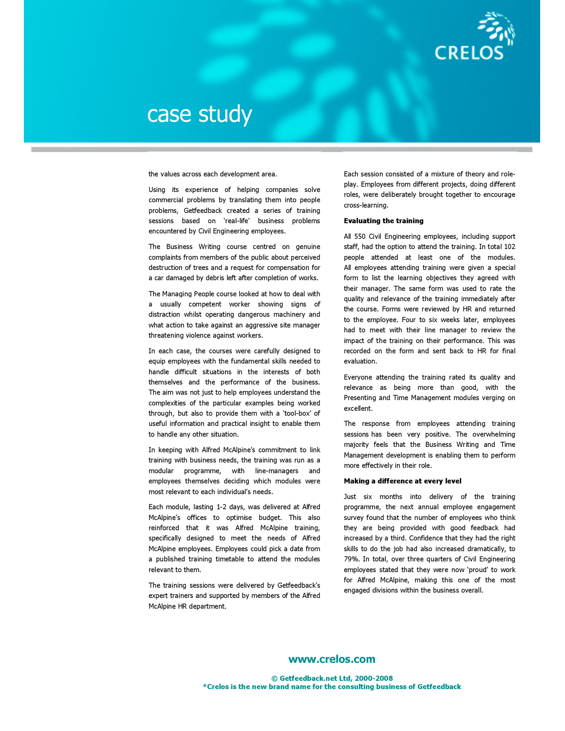the values across each development area.

Using its experience of helping companies solve commercial problems by translating them into people problems, Getfeedback created a series of training sessions based on 'real-life' business problems encountered by Civil Engineering employees.

The Business Writing course centred on genuine complaints from members of the public about perceived destruction of trees and a request for compensation for a car damaged by debris left after completion of works.

The Managing People course looked at how to deal with a usually competent worker showing signs of distraction whilst operating dangerous machinery and what action to take against an aggressive site manager threatening violence against workers.

In each case, the courses were carefully designed to equip employees with the fundamental skills needed to handle difficult situations in the interests of both themselves and the performance of the business. The aim was not just to help employees understand the complexities of the particular examples being worked through, but also to provide them with a 'tool-box' of useful information and practical insight to enable them to handle any other situation.

In keeping with Alfred McAlpine's commitment to link training with business needs, the training was run as a modular programme, with line-managers and employees themselves deciding which modules were most relevant to each individual's needs.

Each module, lasting 1-2 days, was delivered at Alfred McAlpine's offices to optimise budget. This also reinforced that it was Alfred McAlpine training, specifically designed to meet the needs of Alfred McAlpine employees. Employees could pick a date from a published training timetable to attend the modules relevant to them.

The training sessions were delivered by Getfeedback's expert trainers and supported by members of the Alfred McAlpine HR department.

Each session consisted of a mixture of theory and role-play. Employees from different projects, doing different roles, were deliberately brought together to encourage cross-learning.

**Evaluating the training**

All 550 Civil Engineering employees, including support staff, had the option to attend the training. In total 102 people attended at least one of the modules. All employees attending training were given a special form to list the learning objectives they agreed with their manager. The same form was used to rate the quality and relevance of the training immediately after the course. Forms were reviewed by HR and returned to the employee. Four to six weeks later, employees had to meet with their line manager to review the impact of the training on their performance. This was recorded on the form and sent back to HR for final evaluation.

Everyone attending the training rated its quality and relevance as being more than good, with the Presenting and Time Management modules verging on excellent.

The response from employees attending training sessions has been very positive. The overwhelming majority feels that the Business Writing and Time Management development is enabling them to perform more effectively in their role.

**Making a difference at every level**

Just six months into delivery of the training programme, the next annual employee engagement survey found that the number of employees who think they are being provided with good feedback had increased by a third. Confidence that they had the right skills to do the job had also increased dramatically, to 79%. In total, over three quarters of Civil Engineering employees stated that they were now 'proud' to work for Alfred McAlpine, making this one of the most engaged divisions within the business overall.

**www.crelos.com**

**© Getfeedback.net Ltd, 2000-2008**
***Crelos is the new brand name for the consulting business of Getfeedback**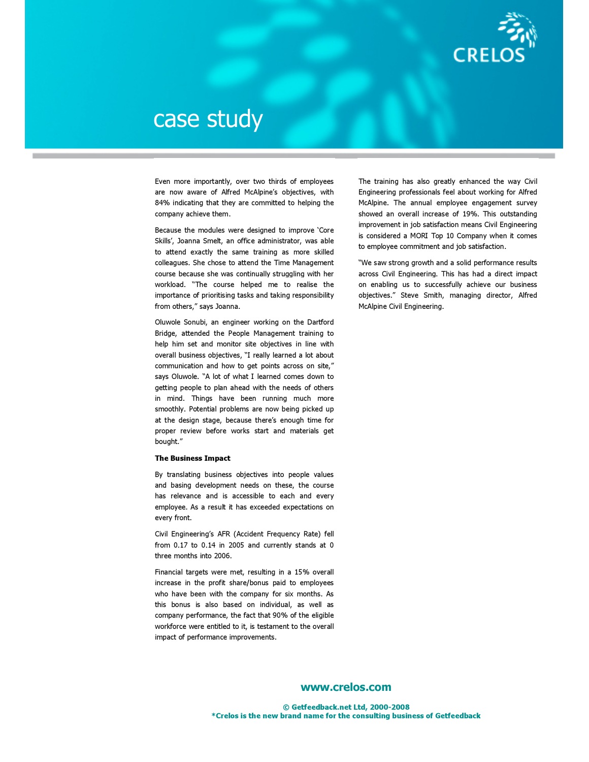# case study

Even more importantly, over two thirds of employees are now aware of Alfred McAlpine's objectives, with 84% indicating that they are committed to helping the company achieve them.

Because the modules were designed to improve 'Core Skills', Joanna Smelt, an office administrator, was able to attend exactly the same training as more skilled colleagues. She chose to attend the Time Management course because she was continually struggling with her workload. "The course helped me to realise the importance of prioritising tasks and taking responsibility from others," says Joanna.

Oluwole Sonubi, an engineer working on the Dartford Bridge, attended the People Management training to help him set and monitor site objectives in line with overall business objectives, "I really learned a lot about communication and how to get points across on site," says Oluwole. "A lot of what I learned comes down to getting people to plan ahead with the needs of others in mind. Things have been running much more smoothly. Potential problems are now being picked up at the design stage, because there's enough time for proper review before works start and materials get bought."

**The Business Impact**

By translating business objectives into people values and basing development needs on these, the course has relevance and is accessible to each and every employee. As a result it has exceeded expectations on every front.

Civil Engineering's AFR (Accident Frequency Rate) fell from 0.17 to 0.14 in 2005 and currently stands at 0 three months into 2006.

Financial targets were met, resulting in a 15% overall increase in the profit share/bonus paid to employees who have been with the company for six months. As this bonus is also based on individual, as well as company performance, the fact that 90% of the eligible workforce were entitled to it, is testament to the overall impact of performance improvements.

The training has also greatly enhanced the way Civil Engineering professionals feel about working for Alfred McAlpine. The annual employee engagement survey showed an overall increase of 19%. This outstanding improvement in job satisfaction means Civil Engineering is considered a MORI Top 10 Company when it comes to employee commitment and job satisfaction.

"We saw strong growth and a solid performance results across Civil Engineering. This has had a direct impact on enabling us to successfully achieve our business objectives." Steve Smith, managing director, Alfred McAlpine Civil Engineering.

**www.crelos.com**

**© Getfeedback.net Ltd, 2000-2008**
***Crelos is the new brand name for the consulting business of Getfeedback**